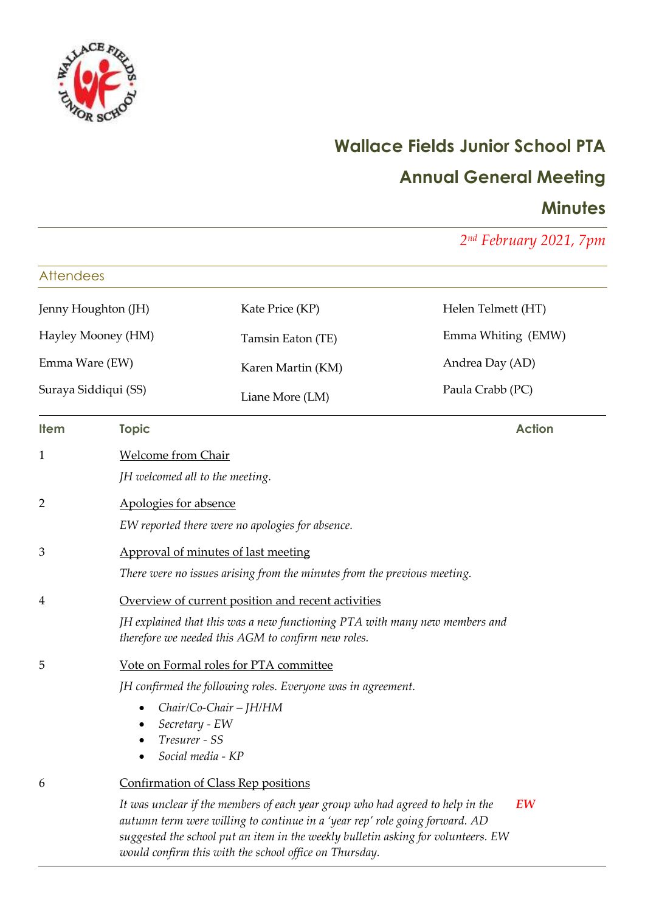# Wallace Fields Junior School PTA

# Annual General Meeting

# Minutes

*2nd February 2021, 7pm*

## Attendees

| | | |
|---|---|---|
| Jenny Houghton (JH) | Kate Price (KP) | Helen Telmett (HT) |
| Hayley Mooney (HM) | Tamsin Eaton (TE) | Emma Whiting (EMW) |
| Emma Ware (EW) | Karen Martin (KM) | Andrea Day (AD) |
| Suraya Siddiqui (SS) | Liane More (LM) | Paula Crabb (PC) |

| Item | Topic | Action |
|---|---|---|
| 1 | <u>Welcome from Chair</u><br>*JH welcomed all to the meeting.* | |
| 2 | <u>Apologies for absence</u><br>*EW reported there were no apologies for absence.* | |
| 3 | <u>Approval of minutes of last meeting</u><br>*There were no issues arising from the minutes from the previous meeting.* | |
| 4 | <u>Overview of current position and recent activities</u><br>*JH explained that this was a new functioning PTA with many new members and therefore we needed this AGM to confirm new roles.* | |
| 5 | <u>Vote on Formal roles for PTA committee</u><br>*JH confirmed the following roles. Everyone was in agreement.*<br>• *Chair/Co-Chair – JH/HM*<br>• *Secretary - EW*<br>• *Tresurer - SS*<br>• *Social media - KP* | |
| 6 | <u>Confirmation of Class Rep positions</u><br>*It was unclear if the members of each year group who had agreed to help in the autumn term were willing to continue in a 'year rep' role going forward. AD suggested the school put an item in the weekly bulletin asking for volunteers. EW would confirm this with the school office on Thursday.* | ***EW*** |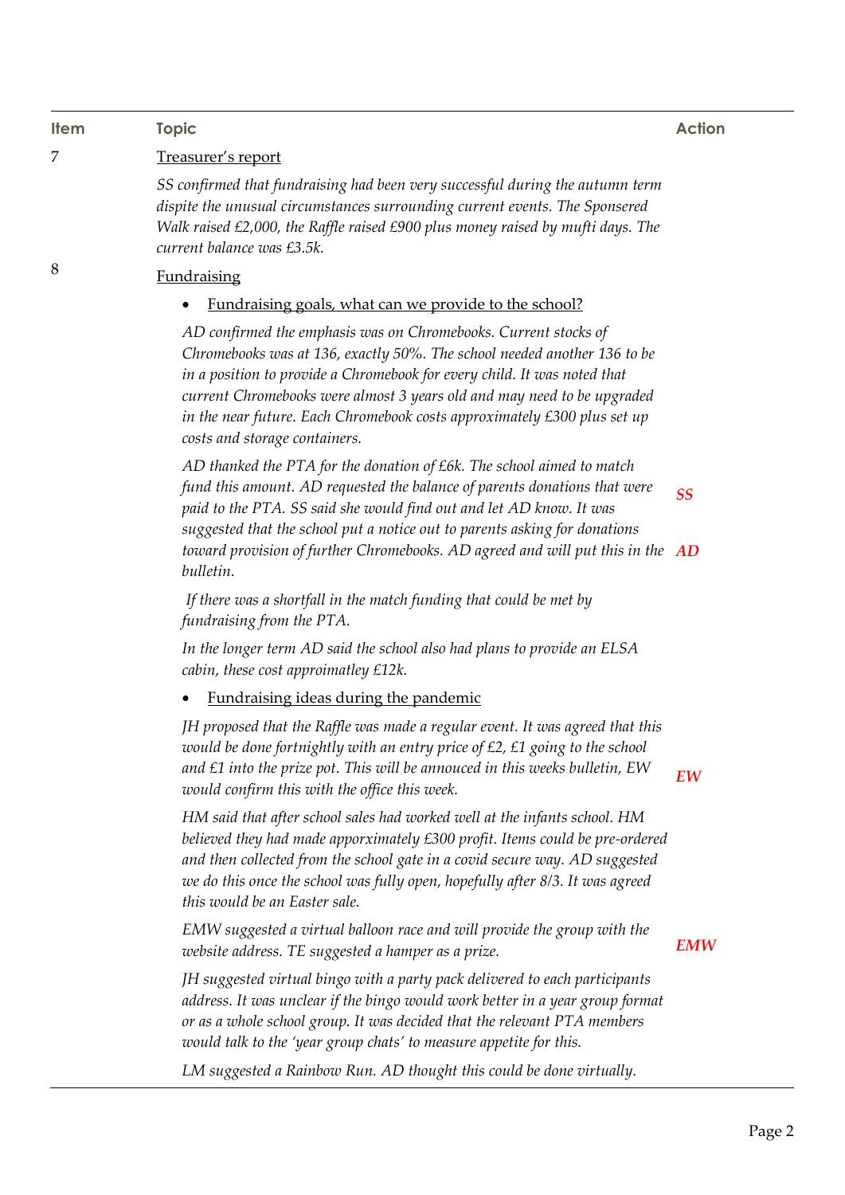| Item | Topic | Action |
|---|---|---|
| 7 | Treasurer's report | |
| | *SS confirmed that fundraising had been very successful during the autumn term dispite the unusual circumstances surrounding current events. The Sponsered Walk raised £2,000, the Raffle raised £900 plus money raised by mufti days. The current balance was £3.5k.* | |
| 8 | Fundraising | |
| | • Fundraising goals, what can we provide to the school? | |
| | *AD confirmed the emphasis was on Chromebooks. Current stocks of Chromebooks was at 136, exactly 50%. The school needed another 136 to be in a position to provide a Chromebook for every child. It was noted that current Chromebooks were almost 3 years old and may need to be upgraded in the near future. Each Chromebook costs approximately £300 plus set up costs and storage containers.* | |
| | *AD thanked the PTA for the donation of £6k. The school aimed to match fund this amount. AD requested the balance of parents donations that were paid to the PTA. SS said she would find out and let AD know. It was suggested that the school put a notice out to parents asking for donations toward provision of further Chromebooks. AD agreed and will put this in the bulletin.* | ***SS*** <br> ***AD*** |
| | *If there was a shortfall in the match funding that could be met by fundraising from the PTA.* | |
| | *In the longer term AD said the school also had plans to provide an ELSA cabin, these cost approimatley £12k.* | |
| | • Fundraising ideas during the pandemic | |
| | *JH proposed that the Raffle was made a regular event. It was agreed that this would be done fortnightly with an entry price of £2, £1 going to the school and £1 into the prize pot. This will be annouced in this weeks bulletin, EW would confirm this with the office this week.* | ***EW*** |
| | *HM said that after school sales had worked well at the infants school. HM believed they had made apporximately £300 profit. Items could be pre-ordered and then collected from the school gate in a covid secure way. AD suggested we do this once the school was fully open, hopefully after 8/3. It was agreed this would be an Easter sale.* | |
| | *EMW suggested a virtual balloon race and will provide the group with the website address. TE suggested a hamper as a prize.* | ***EMW*** |
| | *JH suggested virtual bingo with a party pack delivered to each participants address. It was unclear if the bingo would work better in a year group format or as a whole school group. It was decided that the relevant PTA members would talk to the 'year group chats' to measure appetite for this.* | |
| | *LM suggested a Rainbow Run. AD thought this could be done virtually.* | |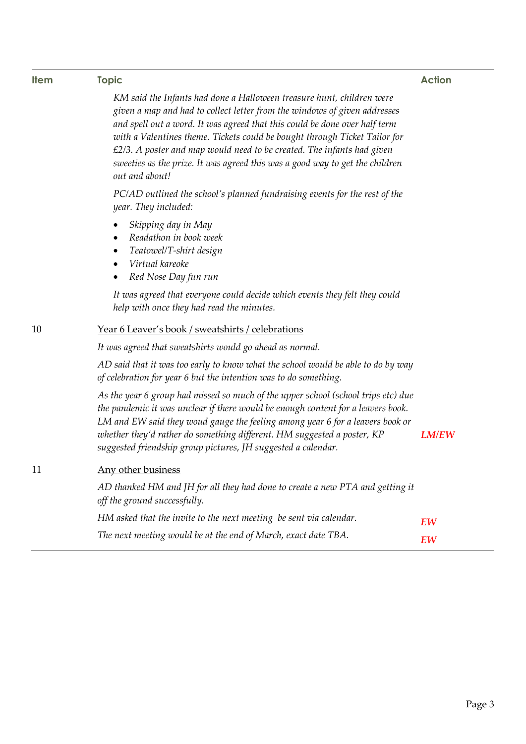| Item | Topic | Action |
|---|---|---|
| | *KM said the Infants had done a Halloween treasure hunt, children were given a map and had to collect letter from the windows of given addresses and spell out a word. It was agreed that this could be done over half term with a Valentines theme. Tickets could be bought through Ticket Tailor for £2/3. A poster and map would need to be created. The infants had given sweeties as the prize. It was agreed this was a good way to get the children out and about!* | |
| | *PC/AD outlined the school's planned fundraising events for the rest of the year. They included:* <br> • *Skipping day in May* <br> • *Readathon in book week* <br> • *Teatowel/T-shirt design* <br> • *Virtual kareoke* <br> • *Red Nose Day fun run* | |
| | *It was agreed that everyone could decide which events they felt they could help with once they had read the minutes.* | |
| 10 | Year 6 Leaver's book / sweatshirts / celebrations | |
| | *It was agreed that sweatshirts would go ahead as normal.* | |
| | *AD said that it was too early to know what the school would be able to do by way of celebration for year 6 but the intention was to do something.* | |
| | *As the year 6 group had missed so much of the upper school (school trips etc) due the pandemic it was unclear if there would be enough content for a leavers book. LM and EW said they woud gauge the feeling among year 6 for a leavers book or whether they'd rather do something different. HM suggested a poster, KP suggested friendship group pictures, JH suggested a calendar.* | ***LM/EW*** |
| 11 | Any other business | |
| | *AD thanked HM and JH for all they had done to create a new PTA and getting it off the ground successfully.* | |
| | *HM asked that the invite to the next meeting be sent via calendar.* | ***EW*** |
| | *The next meeting would be at the end of March, exact date TBA.* | ***EW*** |